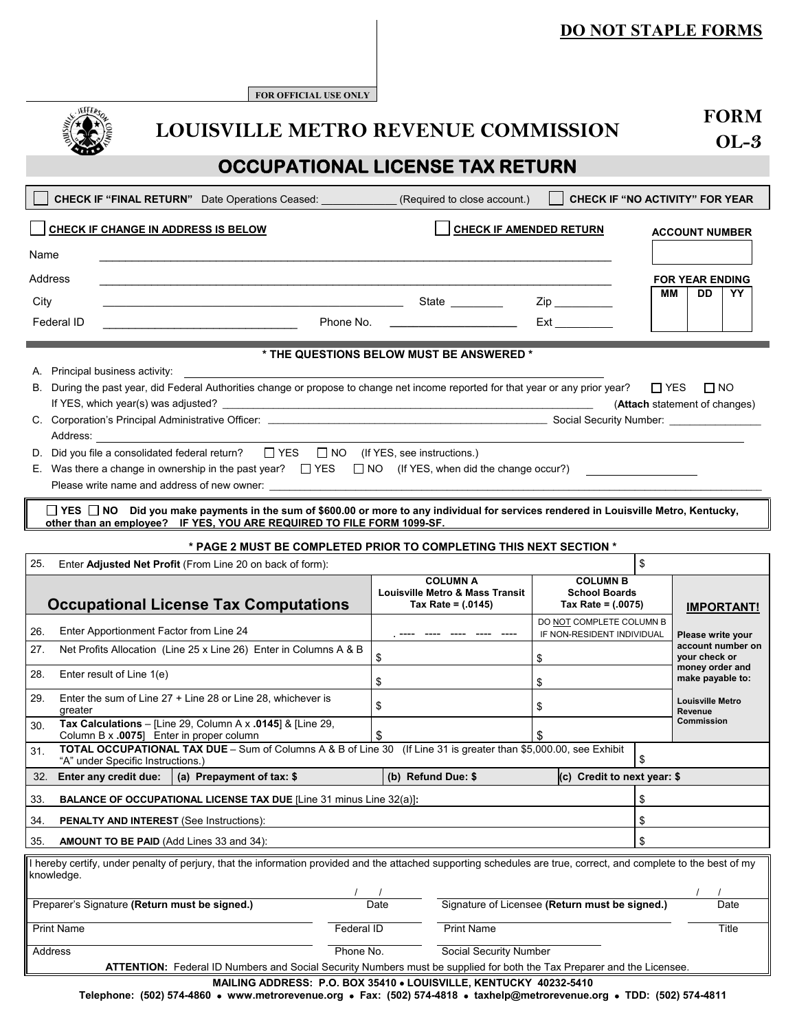**DO NOT STAPLE FORMS**

FOR OFFICIAL USE ONLY

# LOUISVILLE METRO REVENUE COMMISSION

**FORM OL-3**

## OCCUPATIONAL LICENSE TAX RETURN

☐ **CHECK IF "FINAL RETURN"** Date Operations Ceased: ____________ (Required to close account.) ☐ **CHECK IF "NO ACTIVITY" FOR YEAR**

☐ **CHECK IF CHANGE IN ADDRESS IS BELOW** ☐ **CHECK IF AMENDED RETURN**

**ACCOUNT NUMBER**

Name ______________________________________________

Address ______________________________________________

**FOR YEAR ENDING**

| MM | DD | YY |
|---|---|---|
| | | |

City ______________________ State ________ Zip _________

Federal ID ______________________ Phone No. ____________________ Ext _________

**\* THE QUESTIONS BELOW MUST BE ANSWERED \***

A. Principal business activity: ______________________________________________

B. During the past year, did Federal Authorities change or propose to change net income reported for that year or any prior year? ☐ YES ☐ NO
If YES, which year(s) was adjusted? ______________________ (**Attach** statement of changes)

C. Corporation's Principal Administrative Officer: ______________________ Social Security Number: _______________
Address: ______________________________________________

D. Did you file a consolidated federal return? ☐ YES ☐ NO (If YES, see instructions.)

E. Was there a change in ownership in the past year? ☐ YES ☐ NO (If YES, when did the change occur?) ______________
Please write name and address of new owner: ______________________________________________

☐ **YES** ☐ **NO Did you make payments in the sum of $600.00 or more to any individual for services rendered in Louisville Metro, Kentucky, other than an employee? IF YES, YOU ARE REQUIRED TO FILE FORM 1099-SF.**

**\* PAGE 2 MUST BE COMPLETED PRIOR TO COMPLETING THIS NEXT SECTION \***

| | | | |
|---|---|---|---|
| 25. | Enter **Adjusted Net Profit** (From Line 20 on back of form): | | $ |

| | **Occupational License Tax Computations** | **COLUMN A** Louisville Metro & Mass Transit Tax Rate = (.0145) | **COLUMN B** School Boards Tax Rate = (.0075) | **IMPORTANT!** |
|---|---|---|---|---|
| 26. | Enter Apportionment Factor from Line 24 | . ---- ---- ---- ---- ---- | DO NOT COMPLETE COLUMN B IF NON-RESIDENT INDIVIDUAL | Please write your account number on your check or money order and make payable to: Louisville Metro Revenue Commission |
| 27. | Net Profits Allocation (Line 25 x Line 26) Enter in Columns A & B | $ | $ | |
| 28. | Enter result of Line 1(e) | $ | $ | |
| 29. | Enter the sum of Line 27 + Line 28 or Line 28, whichever is greater | $ | $ | |
| 30. | **Tax Calculations** – [Line 29, Column A x **.0145**] & [Line 29, Column B x **.0075**] Enter in proper column | $ | $ | |

| | | |
|---|---|---|
| 31. | **TOTAL OCCUPATIONAL TAX DUE** – Sum of Columns A & B of Line 30 (If Line 31 is greater than $5,000.00, see Exhibit "A" under Specific Instructions.) | $ |
| 32. | **Enter any credit due:** **(a) Prepayment of tax: $** **(b) Refund Due: $** **(c) Credit to next year: $** | |
| 33. | **BALANCE OF OCCUPATIONAL LICENSE TAX DUE** [Line 31 minus Line 32(a)]**:** | $ |
| 34. | **PENALTY AND INTEREST** (See Instructions): | $ |
| 35. | **AMOUNT TO BE PAID** (Add Lines 33 and 34): | $ |

I hereby certify, under penalty of perjury, that the information provided and the attached supporting schedules are true, correct, and complete to the best of my knowledge.

| | | | |
|---|---|---|---|
| Preparer's Signature **(Return must be signed.)** | ___/___/___ Date | Signature of Licensee **(Return must be signed.)** | ___/___/___ Date |
| Print Name | Federal ID | Print Name | Title |
| Address | Phone No. | Social Security Number | |

**ATTENTION:** Federal ID Numbers and Social Security Numbers must be supplied for both the Tax Preparer and the Licensee.

**MAILING ADDRESS: P.O. BOX 35410 • LOUISVILLE, KENTUCKY 40232-5410**

**Telephone: (502) 574-4860 • www.metrorevenue.org • Fax: (502) 574-4818 • taxhelp@metrorevenue.org • TDD: (502) 574-4811**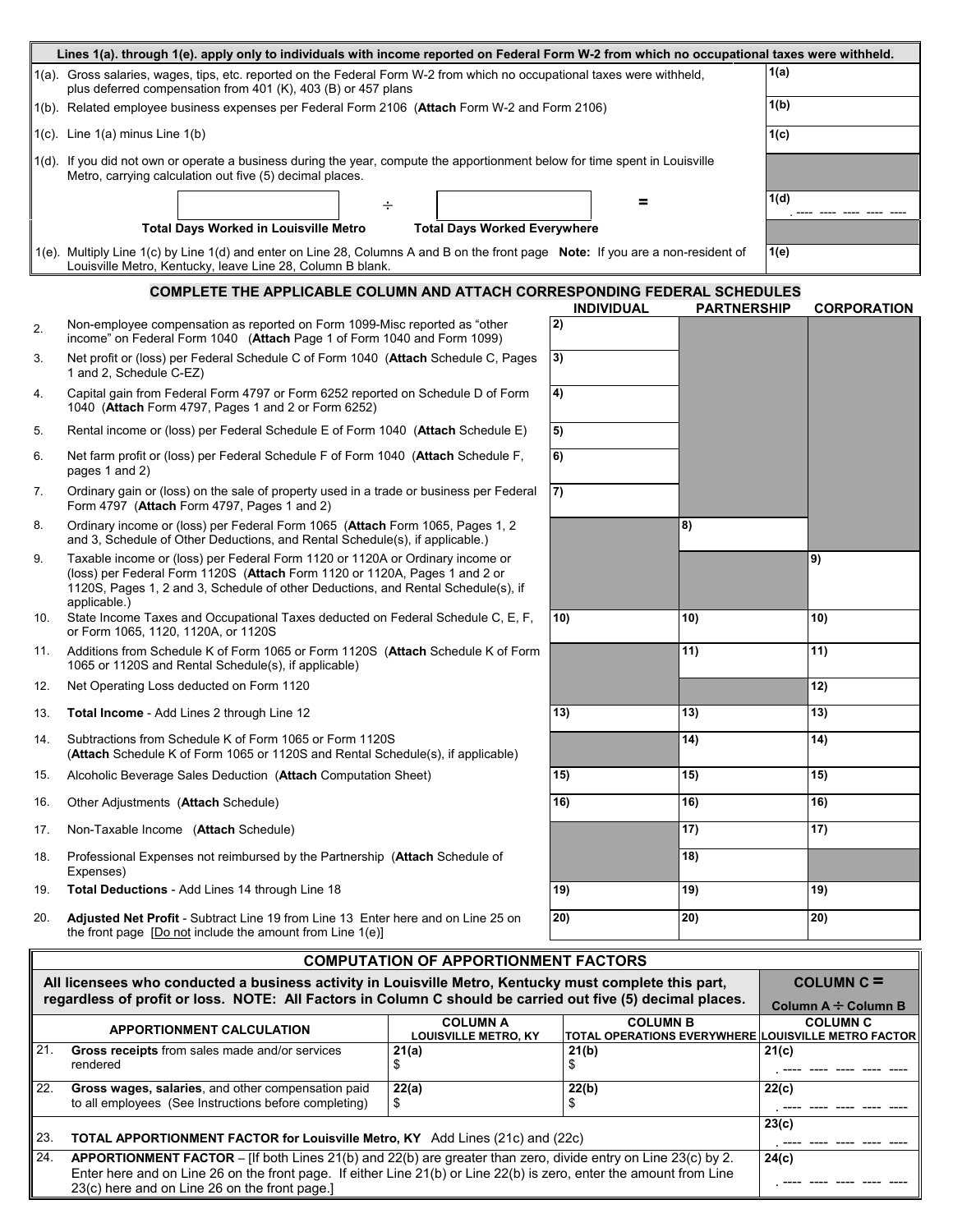**Lines 1(a). through 1(e). apply only to individuals with income reported on Federal Form W-2 from which no occupational taxes were withheld.**

| | | |
|---|---|---|
| 1(a). | Gross salaries, wages, tips, etc. reported on the Federal Form W-2 from which no occupational taxes were withheld, plus deferred compensation from 401 (K), 403 (B) or 457 plans | 1(a) |
| 1(b). | Related employee business expenses per Federal Form 2106 (**Attach** Form W-2 and Form 2106) | 1(b) |
| 1(c). | Line 1(a) minus Line 1(b) | 1(c) |
| 1(d). | If you did not own or operate a business during the year, compute the apportionment below for time spent in Louisville Metro, carrying calculation out five (5) decimal places. ______ ÷ ______ = (**Total Days Worked in Louisville Metro** ÷ **Total Days Worked Everywhere**) | 1(d) . ---- ---- ---- ---- ---- |
| 1(e). | Multiply Line 1(c) by Line 1(d) and enter on Line 28, Columns A and B on the front page **Note:** If you are a non-resident of Louisville Metro, Kentucky, leave Line 28, Column B blank. | 1(e) |

## COMPLETE THE APPLICABLE COLUMN AND ATTACH CORRESPONDING FEDERAL SCHEDULES

| | | INDIVIDUAL | PARTNERSHIP | CORPORATION |
|---|---|---|---|---|
| 2. | Non-employee compensation as reported on Form 1099-Misc reported as "other income" on Federal Form 1040 (**Attach** Page 1 of Form 1040 and Form 1099) | 2) | | |
| 3. | Net profit or (loss) per Federal Schedule C of Form 1040 (**Attach** Schedule C, Pages 1 and 2, Schedule C-EZ) | 3) | | |
| 4. | Capital gain from Federal Form 4797 or Form 6252 reported on Schedule D of Form 1040 (**Attach** Form 4797, Pages 1 and 2 or Form 6252) | 4) | | |
| 5. | Rental income or (loss) per Federal Schedule E of Form 1040 (**Attach** Schedule E) | 5) | | |
| 6. | Net farm profit or (loss) per Federal Schedule F of Form 1040 (**Attach** Schedule F, pages 1 and 2) | 6) | | |
| 7. | Ordinary gain or (loss) on the sale of property used in a trade or business per Federal Form 4797 (**Attach** Form 4797, Pages 1 and 2) | 7) | | |
| 8. | Ordinary income or (loss) per Federal Form 1065 (**Attach** Form 1065, Pages 1, 2 and 3, Schedule of Other Deductions, and Rental Schedule(s), if applicable.) | | 8) | |
| 9. | Taxable income or (loss) per Federal Form 1120 or 1120A or Ordinary income or (loss) per Federal Form 1120S (**Attach** Form 1120 or 1120A, Pages 1 and 2 or 1120S, Pages 1, 2 and 3, Schedule of other Deductions, and Rental Schedule(s), if applicable.) | | | 9) |
| 10. | State Income Taxes and Occupational Taxes deducted on Federal Schedule C, E, F, or Form 1065, 1120, 1120A, or 1120S | 10) | 10) | 10) |
| 11. | Additions from Schedule K of Form 1065 or Form 1120S (**Attach** Schedule K of Form 1065 or 1120S and Rental Schedule(s), if applicable) | | 11) | 11) |
| 12. | Net Operating Loss deducted on Form 1120 | | | 12) |
| 13. | **Total Income** - Add Lines 2 through Line 12 | 13) | 13) | 13) |
| 14. | Subtractions from Schedule K of Form 1065 or Form 1120S (**Attach** Schedule K of Form 1065 or 1120S and Rental Schedule(s), if applicable) | | 14) | 14) |
| 15. | Alcoholic Beverage Sales Deduction (**Attach** Computation Sheet) | 15) | 15) | 15) |
| 16. | Other Adjustments (**Attach** Schedule) | 16) | 16) | 16) |
| 17. | Non-Taxable Income (**Attach** Schedule) | | 17) | 17) |
| 18. | Professional Expenses not reimbursed by the Partnership (**Attach** Schedule of Expenses) | | 18) | |
| 19. | **Total Deductions** - Add Lines 14 through Line 18 | 19) | 19) | 19) |
| 20. | **Adjusted Net Profit** - Subtract Line 19 from Line 13 Enter here and on Line 25 on the front page [Do not include the amount from Line 1(e)] | 20) | 20) | 20) |

## COMPUTATION OF APPORTIONMENT FACTORS

**All licensees who conducted a business activity in Louisville Metro, Kentucky must complete this part, regardless of profit or loss. NOTE: All Factors in Column C should be carried out five (5) decimal places.**

**COLUMN C = Column A ÷ Column B**

| | APPORTIONMENT CALCULATION | COLUMN A LOUISVILLE METRO, KY | COLUMN B TOTAL OPERATIONS EVERYWHERE | COLUMN C LOUISVILLE METRO FACTOR |
|---|---|---|---|---|
| 21. | **Gross receipts** from sales made and/or services rendered | 21(a) $ | 21(b) $ | 21(c) . ---- ---- ---- ---- ---- |
| 22. | **Gross wages, salaries**, and other compensation paid to all employees (See Instructions before completing) | 22(a) $ | 22(b) $ | 22(c) . ---- ---- ---- ---- ---- |
| 23. | **TOTAL APPORTIONMENT FACTOR for Louisville Metro, KY** Add Lines (21c) and (22c) | | | 23(c) . ---- ---- ---- ---- ---- |
| 24. | **APPORTIONMENT FACTOR** – [If both Lines 21(b) and 22(b) are greater than zero, divide entry on Line 23(c) by 2. Enter here and on Line 26 on the front page. If either Line 21(b) or Line 22(b) is zero, enter the amount from Line 23(c) here and on Line 26 on the front page.] | | | 24(c) . ---- ---- ---- ---- ---- |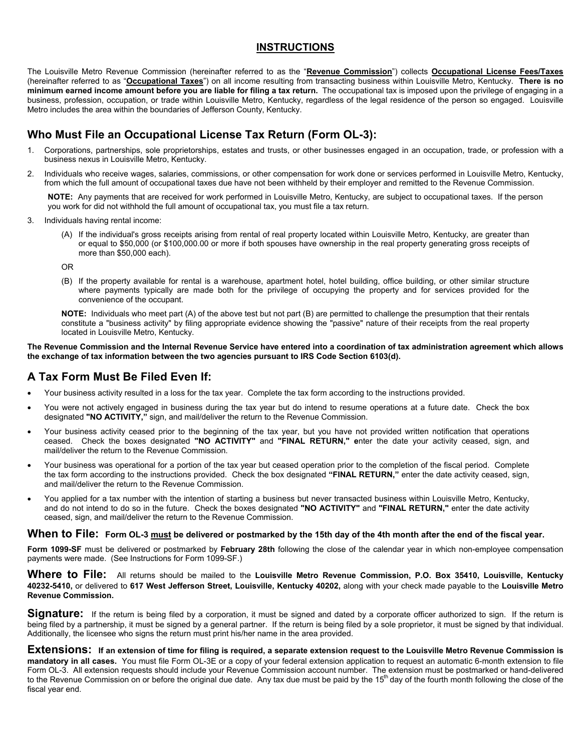# INSTRUCTIONS

The Louisville Metro Revenue Commission (hereinafter referred to as the "**Revenue Commission**") collects **Occupational License Fees/Taxes** (hereinafter referred to as "**Occupational Taxes**") on all income resulting from transacting business within Louisville Metro, Kentucky. **There is no minimum earned income amount before you are liable for filing a tax return.** The occupational tax is imposed upon the privilege of engaging in a business, profession, occupation, or trade within Louisville Metro, Kentucky, regardless of the legal residence of the person so engaged. Louisville Metro includes the area within the boundaries of Jefferson County, Kentucky.

## Who Must File an Occupational License Tax Return (Form OL-3):

1. Corporations, partnerships, sole proprietorships, estates and trusts, or other businesses engaged in an occupation, trade, or profession with a business nexus in Louisville Metro, Kentucky.
2. Individuals who receive wages, salaries, commissions, or other compensation for work done or services performed in Louisville Metro, Kentucky, from which the full amount of occupational taxes due have not been withheld by their employer and remitted to the Revenue Commission.

   **NOTE:** Any payments that are received for work performed in Louisville Metro, Kentucky, are subject to occupational taxes. If the person you work for did not withhold the full amount of occupational tax, you must file a tax return.
3. Individuals having rental income:

   (A) If the individual's gross receipts arising from rental of real property located within Louisville Metro, Kentucky, are greater than or equal to $50,000 (or $100,000.00 or more if both spouses have ownership in the real property generating gross receipts of more than $50,000 each).

   OR

   (B) If the property available for rental is a warehouse, apartment hotel, hotel building, office building, or other similar structure where payments typically are made both for the privilege of occupying the property and for services provided for the convenience of the occupant.

   **NOTE:** Individuals who meet part (A) of the above test but not part (B) are permitted to challenge the presumption that their rentals constitute a "business activity" by filing appropriate evidence showing the "passive" nature of their receipts from the real property located in Louisville Metro, Kentucky.

**The Revenue Commission and the Internal Revenue Service have entered into a coordination of tax administration agreement which allows the exchange of tax information between the two agencies pursuant to IRS Code Section 6103(d).**

## A Tax Form Must Be Filed Even If:

- Your business activity resulted in a loss for the tax year. Complete the tax form according to the instructions provided.
- You were not actively engaged in business during the tax year but do intend to resume operations at a future date. Check the box designated **"NO ACTIVITY,"** sign, and mail/deliver the return to the Revenue Commission.
- Your business activity ceased prior to the beginning of the tax year, but you have not provided written notification that operations ceased. Check the boxes designated **"NO ACTIVITY"** and **"FINAL RETURN," e**nter the date your activity ceased, sign, and mail/deliver the return to the Revenue Commission.
- Your business was operational for a portion of the tax year but ceased operation prior to the completion of the fiscal period. Complete the tax form according to the instructions provided. Check the box designated **"FINAL RETURN,"** enter the date activity ceased, sign, and mail/deliver the return to the Revenue Commission.
- You applied for a tax number with the intention of starting a business but never transacted business within Louisville Metro, Kentucky, and do not intend to do so in the future. Check the boxes designated **"NO ACTIVITY"** and **"FINAL RETURN,"** enter the date activity ceased, sign, and mail/deliver the return to the Revenue Commission.

**When to File: Form OL-3 must be delivered or postmarked by the 15th day of the 4th month after the end of the fiscal year.**

**Form 1099-SF** must be delivered or postmarked by **February 28th** following the close of the calendar year in which non-employee compensation payments were made. (See Instructions for Form 1099-SF.)

**Where to File:** All returns should be mailed to the **Louisville Metro Revenue Commission, P.O. Box 35410, Louisville, Kentucky 40232-5410,** or delivered to **617 West Jefferson Street, Louisville, Kentucky 40202,** along with your check made payable to the **Louisville Metro Revenue Commission.**

**Signature:** If the return is being filed by a corporation, it must be signed and dated by a corporate officer authorized to sign. If the return is being filed by a partnership, it must be signed by a general partner. If the return is being filed by a sole proprietor, it must be signed by that individual. Additionally, the licensee who signs the return must print his/her name in the area provided.

**Extensions: If an extension of time for filing is required, a separate extension request to the Louisville Metro Revenue Commission is mandatory in all cases.** You must file Form OL-3E or a copy of your federal extension application to request an automatic 6-month extension to file Form OL-3. All extension requests should include your Revenue Commission account number. The extension must be postmarked or hand-delivered to the Revenue Commission on or before the original due date. Any tax due must be paid by the 15th day of the fourth month following the close of the fiscal year end.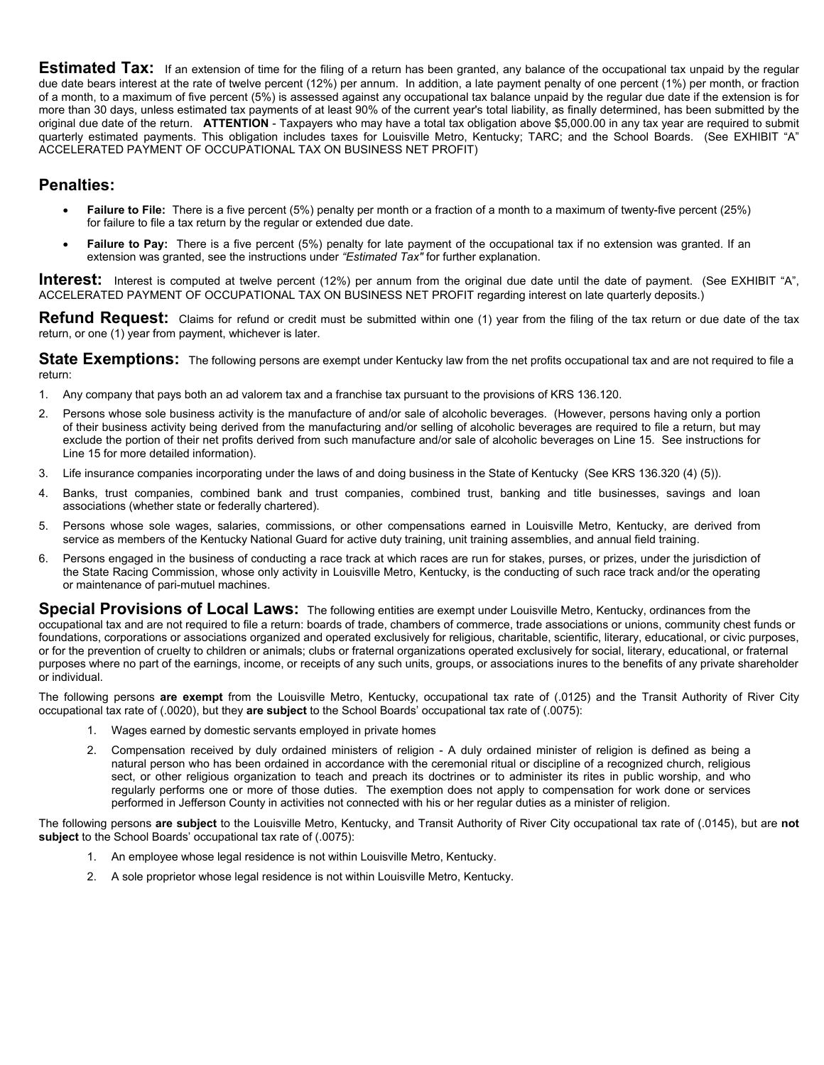**Estimated Tax:** If an extension of time for the filing of a return has been granted, any balance of the occupational tax unpaid by the regular due date bears interest at the rate of twelve percent (12%) per annum. In addition, a late payment penalty of one percent (1%) per month, or fraction of a month, to a maximum of five percent (5%) is assessed against any occupational tax balance unpaid by the regular due date if the extension is for more than 30 days, unless estimated tax payments of at least 90% of the current year's total liability, as finally determined, has been submitted by the original due date of the return. **ATTENTION** - Taxpayers who may have a total tax obligation above $5,000.00 in any tax year are required to submit quarterly estimated payments. This obligation includes taxes for Louisville Metro, Kentucky; TARC; and the School Boards. (See EXHIBIT "A" ACCELERATED PAYMENT OF OCCUPATIONAL TAX ON BUSINESS NET PROFIT)

## Penalties:

- **Failure to File:** There is a five percent (5%) penalty per month or a fraction of a month to a maximum of twenty-five percent (25%) for failure to file a tax return by the regular or extended due date.
- **Failure to Pay:** There is a five percent (5%) penalty for late payment of the occupational tax if no extension was granted. If an extension was granted, see the instructions under *"Estimated Tax"* for further explanation.

**Interest:** Interest is computed at twelve percent (12%) per annum from the original due date until the date of payment. (See EXHIBIT "A", ACCELERATED PAYMENT OF OCCUPATIONAL TAX ON BUSINESS NET PROFIT regarding interest on late quarterly deposits.)

**Refund Request:** Claims for refund or credit must be submitted within one (1) year from the filing of the tax return or due date of the tax return, or one (1) year from payment, whichever is later.

**State Exemptions:** The following persons are exempt under Kentucky law from the net profits occupational tax and are not required to file a return:

1. Any company that pays both an ad valorem tax and a franchise tax pursuant to the provisions of KRS 136.120.
2. Persons whose sole business activity is the manufacture of and/or sale of alcoholic beverages. (However, persons having only a portion of their business activity being derived from the manufacturing and/or selling of alcoholic beverages are required to file a return, but may exclude the portion of their net profits derived from such manufacture and/or sale of alcoholic beverages on Line 15. See instructions for Line 15 for more detailed information).
3. Life insurance companies incorporating under the laws of and doing business in the State of Kentucky (See KRS 136.320 (4) (5)).
4. Banks, trust companies, combined bank and trust companies, combined trust, banking and title businesses, savings and loan associations (whether state or federally chartered).
5. Persons whose sole wages, salaries, commissions, or other compensations earned in Louisville Metro, Kentucky, are derived from service as members of the Kentucky National Guard for active duty training, unit training assemblies, and annual field training.
6. Persons engaged in the business of conducting a race track at which races are run for stakes, purses, or prizes, under the jurisdiction of the State Racing Commission, whose only activity in Louisville Metro, Kentucky, is the conducting of such race track and/or the operating or maintenance of pari-mutuel machines.

**Special Provisions of Local Laws:** The following entities are exempt under Louisville Metro, Kentucky, ordinances from the occupational tax and are not required to file a return: boards of trade, chambers of commerce, trade associations or unions, community chest funds or foundations, corporations or associations organized and operated exclusively for religious, charitable, scientific, literary, educational, or civic purposes, or for the prevention of cruelty to children or animals; clubs or fraternal organizations operated exclusively for social, literary, educational, or fraternal purposes where no part of the earnings, income, or receipts of any such units, groups, or associations inures to the benefits of any private shareholder or individual.

The following persons **are exempt** from the Louisville Metro, Kentucky, occupational tax rate of (.0125) and the Transit Authority of River City occupational tax rate of (.0020), but they **are subject** to the School Boards' occupational tax rate of (.0075):

1. Wages earned by domestic servants employed in private homes
2. Compensation received by duly ordained ministers of religion - A duly ordained minister of religion is defined as being a natural person who has been ordained in accordance with the ceremonial ritual or discipline of a recognized church, religious sect, or other religious organization to teach and preach its doctrines or to administer its rites in public worship, and who regularly performs one or more of those duties. The exemption does not apply to compensation for work done or services performed in Jefferson County in activities not connected with his or her regular duties as a minister of religion.

The following persons **are subject** to the Louisville Metro, Kentucky, and Transit Authority of River City occupational tax rate of (.0145), but are **not subject** to the School Boards' occupational tax rate of (.0075):

1. An employee whose legal residence is not within Louisville Metro, Kentucky.
2. A sole proprietor whose legal residence is not within Louisville Metro, Kentucky.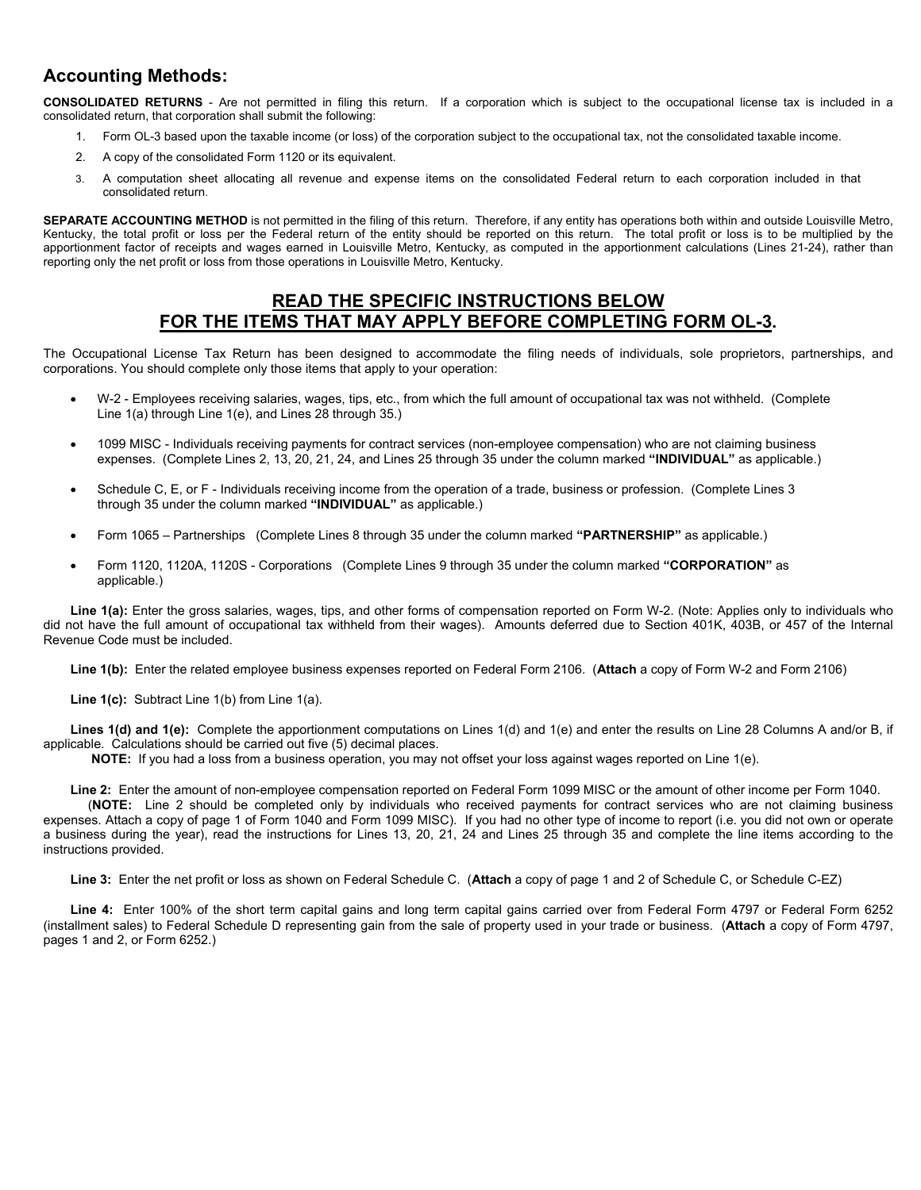## Accounting Methods:

**CONSOLIDATED RETURNS** - Are not permitted in filing this return. If a corporation which is subject to the occupational license tax is included in a consolidated return, that corporation shall submit the following:

1. Form OL-3 based upon the taxable income (or loss) of the corporation subject to the occupational tax, not the consolidated taxable income.
2. A copy of the consolidated Form 1120 or its equivalent.
3. A computation sheet allocating all revenue and expense items on the consolidated Federal return to each corporation included in that consolidated return.

**SEPARATE ACCOUNTING METHOD** is not permitted in the filing of this return. Therefore, if any entity has operations both within and outside Louisville Metro, Kentucky, the total profit or loss per the Federal return of the entity should be reported on this return. The total profit or loss is to be multiplied by the apportionment factor of receipts and wages earned in Louisville Metro, Kentucky, as computed in the apportionment calculations (Lines 21-24), rather than reporting only the net profit or loss from those operations in Louisville Metro, Kentucky.

## READ THE SPECIFIC INSTRUCTIONS BELOW FOR THE ITEMS THAT MAY APPLY BEFORE COMPLETING FORM OL-3.

The Occupational License Tax Return has been designed to accommodate the filing needs of individuals, sole proprietors, partnerships, and corporations. You should complete only those items that apply to your operation:

- W-2 - Employees receiving salaries, wages, tips, etc., from which the full amount of occupational tax was not withheld. (Complete Line 1(a) through Line 1(e), and Lines 28 through 35.)
- 1099 MISC - Individuals receiving payments for contract services (non-employee compensation) who are not claiming business expenses. (Complete Lines 2, 13, 20, 21, 24, and Lines 25 through 35 under the column marked **"INDIVIDUAL"** as applicable.)
- Schedule C, E, or F - Individuals receiving income from the operation of a trade, business or profession. (Complete Lines 3 through 35 under the column marked **"INDIVIDUAL"** as applicable.)
- Form 1065 – Partnerships (Complete Lines 8 through 35 under the column marked **"PARTNERSHIP"** as applicable.)
- Form 1120, 1120A, 1120S - Corporations (Complete Lines 9 through 35 under the column marked **"CORPORATION"** as applicable.)

**Line 1(a):** Enter the gross salaries, wages, tips, and other forms of compensation reported on Form W-2. (Note: Applies only to individuals who did not have the full amount of occupational tax withheld from their wages). Amounts deferred due to Section 401K, 403B, or 457 of the Internal Revenue Code must be included.

**Line 1(b):** Enter the related employee business expenses reported on Federal Form 2106. (**Attach** a copy of Form W-2 and Form 2106)

**Line 1(c):** Subtract Line 1(b) from Line 1(a).

**Lines 1(d) and 1(e):** Complete the apportionment computations on Lines 1(d) and 1(e) and enter the results on Line 28 Columns A and/or B, if applicable. Calculations should be carried out five (5) decimal places.

**NOTE:** If you had a loss from a business operation, you may not offset your loss against wages reported on Line 1(e).

**Line 2:** Enter the amount of non-employee compensation reported on Federal Form 1099 MISC or the amount of other income per Form 1040.

(**NOTE:** Line 2 should be completed only by individuals who received payments for contract services who are not claiming business expenses. Attach a copy of page 1 of Form 1040 and Form 1099 MISC). If you had no other type of income to report (i.e. you did not own or operate a business during the year), read the instructions for Lines 13, 20, 21, 24 and Lines 25 through 35 and complete the line items according to the instructions provided.

**Line 3:** Enter the net profit or loss as shown on Federal Schedule C. (**Attach** a copy of page 1 and 2 of Schedule C, or Schedule C-EZ)

**Line 4:** Enter 100% of the short term capital gains and long term capital gains carried over from Federal Form 4797 or Federal Form 6252 (installment sales) to Federal Schedule D representing gain from the sale of property used in your trade or business. (**Attach** a copy of Form 4797, pages 1 and 2, or Form 6252.)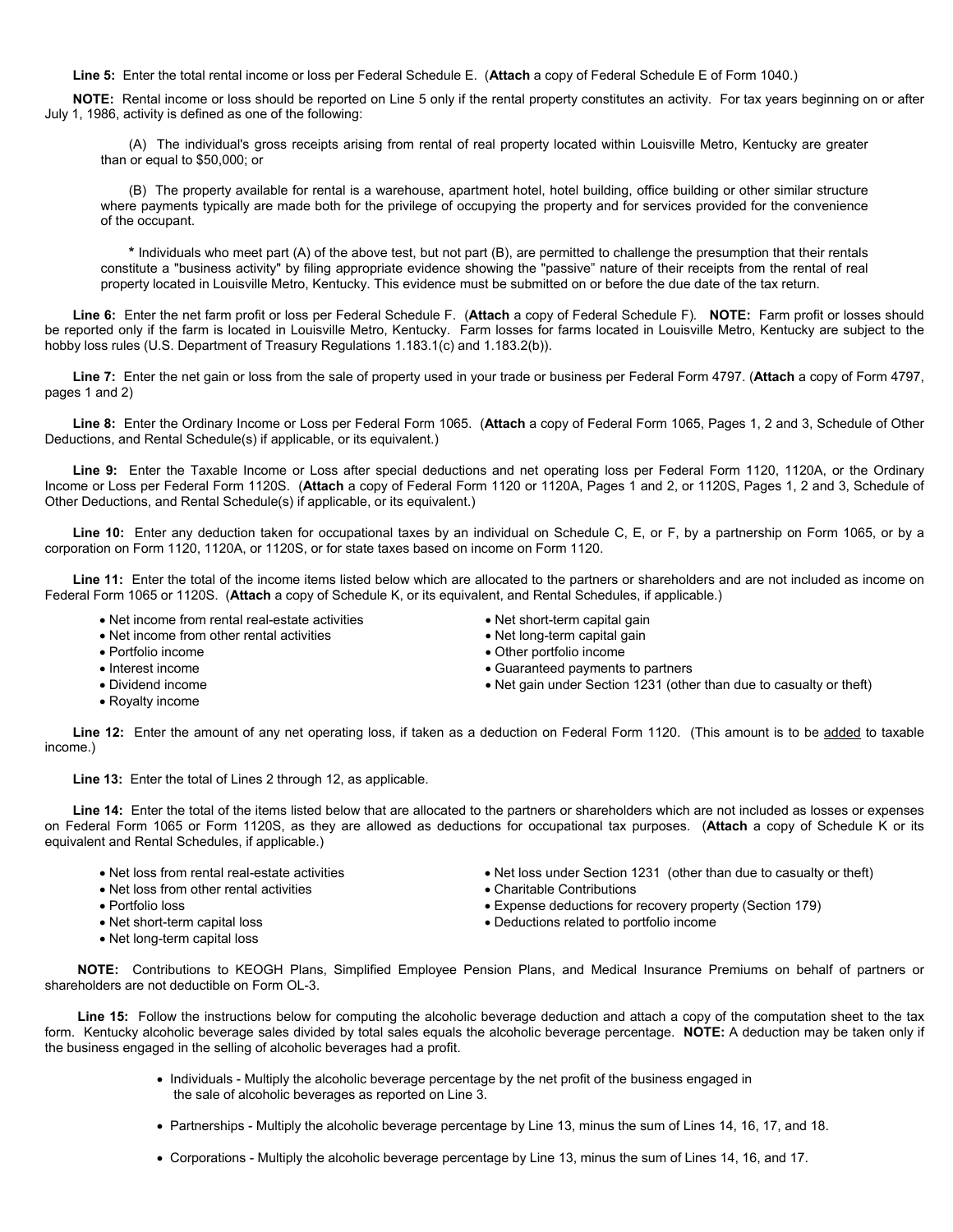**Line 5:** Enter the total rental income or loss per Federal Schedule E. (**Attach** a copy of Federal Schedule E of Form 1040.)

**NOTE:** Rental income or loss should be reported on Line 5 only if the rental property constitutes an activity. For tax years beginning on or after July 1, 1986, activity is defined as one of the following:

(A) The individual's gross receipts arising from rental of real property located within Louisville Metro, Kentucky are greater than or equal to $50,000; or

(B) The property available for rental is a warehouse, apartment hotel, hotel building, office building or other similar structure where payments typically are made both for the privilege of occupying the property and for services provided for the convenience of the occupant.

**\*** Individuals who meet part (A) of the above test, but not part (B), are permitted to challenge the presumption that their rentals constitute a "business activity" by filing appropriate evidence showing the "passive" nature of their receipts from the rental of real property located in Louisville Metro, Kentucky. This evidence must be submitted on or before the due date of the tax return.

**Line 6:** Enter the net farm profit or loss per Federal Schedule F. (**Attach** a copy of Federal Schedule F). **NOTE:** Farm profit or losses should be reported only if the farm is located in Louisville Metro, Kentucky. Farm losses for farms located in Louisville Metro, Kentucky are subject to the hobby loss rules (U.S. Department of Treasury Regulations 1.183.1(c) and 1.183.2(b)).

**Line 7:** Enter the net gain or loss from the sale of property used in your trade or business per Federal Form 4797. (**Attach** a copy of Form 4797, pages 1 and 2)

**Line 8:** Enter the Ordinary Income or Loss per Federal Form 1065. (**Attach** a copy of Federal Form 1065, Pages 1, 2 and 3, Schedule of Other Deductions, and Rental Schedule(s) if applicable, or its equivalent.)

**Line 9:** Enter the Taxable Income or Loss after special deductions and net operating loss per Federal Form 1120, 1120A, or the Ordinary Income or Loss per Federal Form 1120S. (**Attach** a copy of Federal Form 1120 or 1120A, Pages 1 and 2, or 1120S, Pages 1, 2 and 3, Schedule of Other Deductions, and Rental Schedule(s) if applicable, or its equivalent.)

**Line 10:** Enter any deduction taken for occupational taxes by an individual on Schedule C, E, or F, by a partnership on Form 1065, or by a corporation on Form 1120, 1120A, or 1120S, or for state taxes based on income on Form 1120.

**Line 11:** Enter the total of the income items listed below which are allocated to the partners or shareholders and are not included as income on Federal Form 1065 or 1120S. (**Attach** a copy of Schedule K, or its equivalent, and Rental Schedules, if applicable.)

- Net income from rental real-estate activities
- Net income from other rental activities
- Portfolio income
- Interest income
- Dividend income
- Royalty income
- Net short-term capital gain
- Net long-term capital gain
- Other portfolio income
- Guaranteed payments to partners
- Net gain under Section 1231 (other than due to casualty or theft)

**Line 12:** Enter the amount of any net operating loss, if taken as a deduction on Federal Form 1120. (This amount is to be <u>added</u> to taxable income.)

**Line 13:** Enter the total of Lines 2 through 12, as applicable.

**Line 14:** Enter the total of the items listed below that are allocated to the partners or shareholders which are not included as losses or expenses on Federal Form 1065 or Form 1120S, as they are allowed as deductions for occupational tax purposes. (**Attach** a copy of Schedule K or its equivalent and Rental Schedules, if applicable.)

- Net loss from rental real-estate activities
- Net loss from other rental activities
- Portfolio loss
- Net short-term capital loss
- Net long-term capital loss
- Net loss under Section 1231 (other than due to casualty or theft)
- Charitable Contributions
- Expense deductions for recovery property (Section 179)
- Deductions related to portfolio income

**NOTE:** Contributions to KEOGH Plans, Simplified Employee Pension Plans, and Medical Insurance Premiums on behalf of partners or shareholders are not deductible on Form OL-3.

**Line 15:** Follow the instructions below for computing the alcoholic beverage deduction and attach a copy of the computation sheet to the tax form. Kentucky alcoholic beverage sales divided by total sales equals the alcoholic beverage percentage. **NOTE:** A deduction may be taken only if the business engaged in the selling of alcoholic beverages had a profit.

- Individuals - Multiply the alcoholic beverage percentage by the net profit of the business engaged in the sale of alcoholic beverages as reported on Line 3.
- Partnerships - Multiply the alcoholic beverage percentage by Line 13, minus the sum of Lines 14, 16, 17, and 18.
- Corporations - Multiply the alcoholic beverage percentage by Line 13, minus the sum of Lines 14, 16, and 17.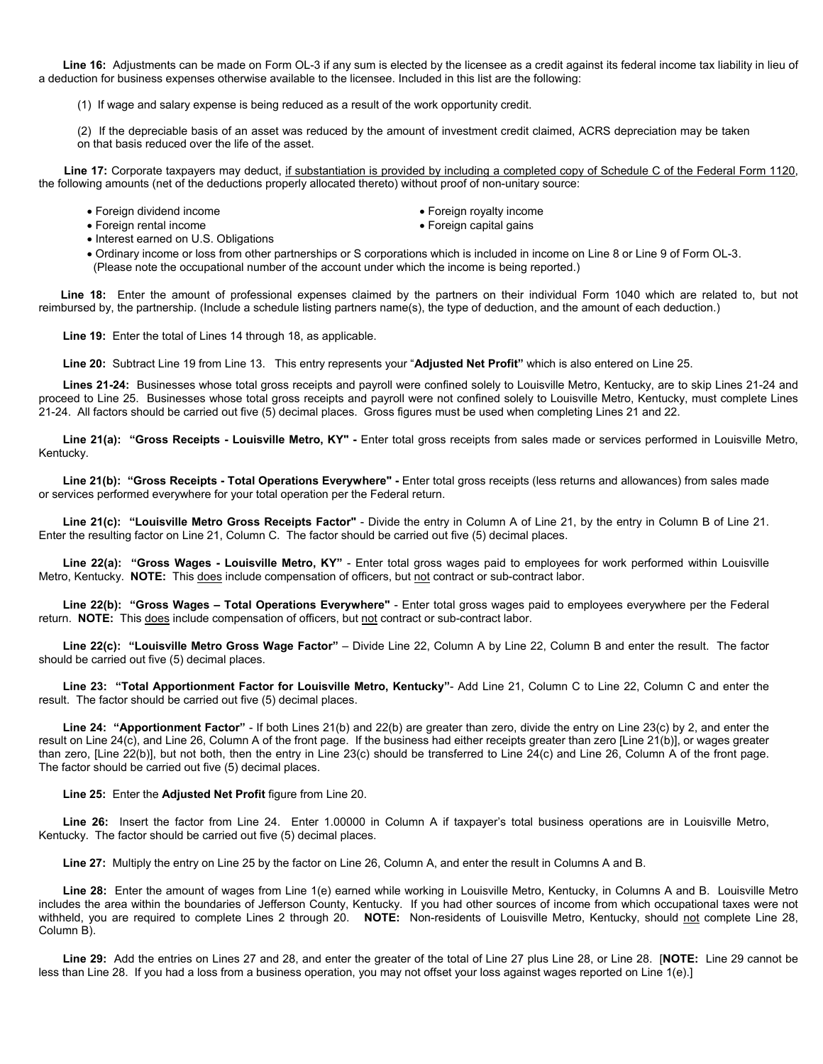**Line 16:** Adjustments can be made on Form OL-3 if any sum is elected by the licensee as a credit against its federal income tax liability in lieu of a deduction for business expenses otherwise available to the licensee. Included in this list are the following:

(1) If wage and salary expense is being reduced as a result of the work opportunity credit.

(2) If the depreciable basis of an asset was reduced by the amount of investment credit claimed, ACRS depreciation may be taken on that basis reduced over the life of the asset.

**Line 17:** Corporate taxpayers may deduct, <u>if substantiation is provided by including a completed copy of Schedule C of the Federal Form 1120</u>, the following amounts (net of the deductions properly allocated thereto) without proof of non-unitary source:

- Foreign dividend income
- Foreign royalty income
- Foreign rental income
- Foreign capital gains
- Interest earned on U.S. Obligations
- Ordinary income or loss from other partnerships or S corporations which is included in income on Line 8 or Line 9 of Form OL-3. (Please note the occupational number of the account under which the income is being reported.)

**Line 18:** Enter the amount of professional expenses claimed by the partners on their individual Form 1040 which are related to, but not reimbursed by, the partnership. (Include a schedule listing partners name(s), the type of deduction, and the amount of each deduction.)

**Line 19:** Enter the total of Lines 14 through 18, as applicable.

**Line 20:** Subtract Line 19 from Line 13. This entry represents your "**Adjusted Net Profit"** which is also entered on Line 25.

**Lines 21-24:** Businesses whose total gross receipts and payroll were confined solely to Louisville Metro, Kentucky, are to skip Lines 21-24 and proceed to Line 25. Businesses whose total gross receipts and payroll were not confined solely to Louisville Metro, Kentucky, must complete Lines 21-24. All factors should be carried out five (5) decimal places. Gross figures must be used when completing Lines 21 and 22.

**Line 21(a): "Gross Receipts - Louisville Metro, KY" -** Enter total gross receipts from sales made or services performed in Louisville Metro, Kentucky.

**Line 21(b): "Gross Receipts - Total Operations Everywhere" -** Enter total gross receipts (less returns and allowances) from sales made or services performed everywhere for your total operation per the Federal return.

**Line 21(c): "Louisville Metro Gross Receipts Factor"** - Divide the entry in Column A of Line 21, by the entry in Column B of Line 21. Enter the resulting factor on Line 21, Column C. The factor should be carried out five (5) decimal places.

**Line 22(a): "Gross Wages - Louisville Metro, KY"** - Enter total gross wages paid to employees for work performed within Louisville Metro, Kentucky. **NOTE:** This <u>does</u> include compensation of officers, but <u>not</u> contract or sub-contract labor.

**Line 22(b): "Gross Wages – Total Operations Everywhere"** - Enter total gross wages paid to employees everywhere per the Federal return. **NOTE:** This <u>does</u> include compensation of officers, but <u>not</u> contract or sub-contract labor.

**Line 22(c): "Louisville Metro Gross Wage Factor"** – Divide Line 22, Column A by Line 22, Column B and enter the result. The factor should be carried out five (5) decimal places.

**Line 23: "Total Apportionment Factor for Louisville Metro, Kentucky"**- Add Line 21, Column C to Line 22, Column C and enter the result. The factor should be carried out five (5) decimal places.

**Line 24: "Apportionment Factor"** - If both Lines 21(b) and 22(b) are greater than zero, divide the entry on Line 23(c) by 2, and enter the result on Line 24(c), and Line 26, Column A of the front page. If the business had either receipts greater than zero [Line 21(b)], or wages greater than zero, [Line 22(b)], but not both, then the entry in Line 23(c) should be transferred to Line 24(c) and Line 26, Column A of the front page. The factor should be carried out five (5) decimal places.

**Line 25:** Enter the **Adjusted Net Profit** figure from Line 20.

**Line 26:** Insert the factor from Line 24. Enter 1.00000 in Column A if taxpayer's total business operations are in Louisville Metro, Kentucky. The factor should be carried out five (5) decimal places.

**Line 27:** Multiply the entry on Line 25 by the factor on Line 26, Column A, and enter the result in Columns A and B.

**Line 28:** Enter the amount of wages from Line 1(e) earned while working in Louisville Metro, Kentucky, in Columns A and B. Louisville Metro includes the area within the boundaries of Jefferson County, Kentucky. If you had other sources of income from which occupational taxes were not withheld, you are required to complete Lines 2 through 20. **NOTE:** Non-residents of Louisville Metro, Kentucky, should <u>not</u> complete Line 28, Column B).

**Line 29:** Add the entries on Lines 27 and 28, and enter the greater of the total of Line 27 plus Line 28, or Line 28. [**NOTE:** Line 29 cannot be less than Line 28. If you had a loss from a business operation, you may not offset your loss against wages reported on Line 1(e).]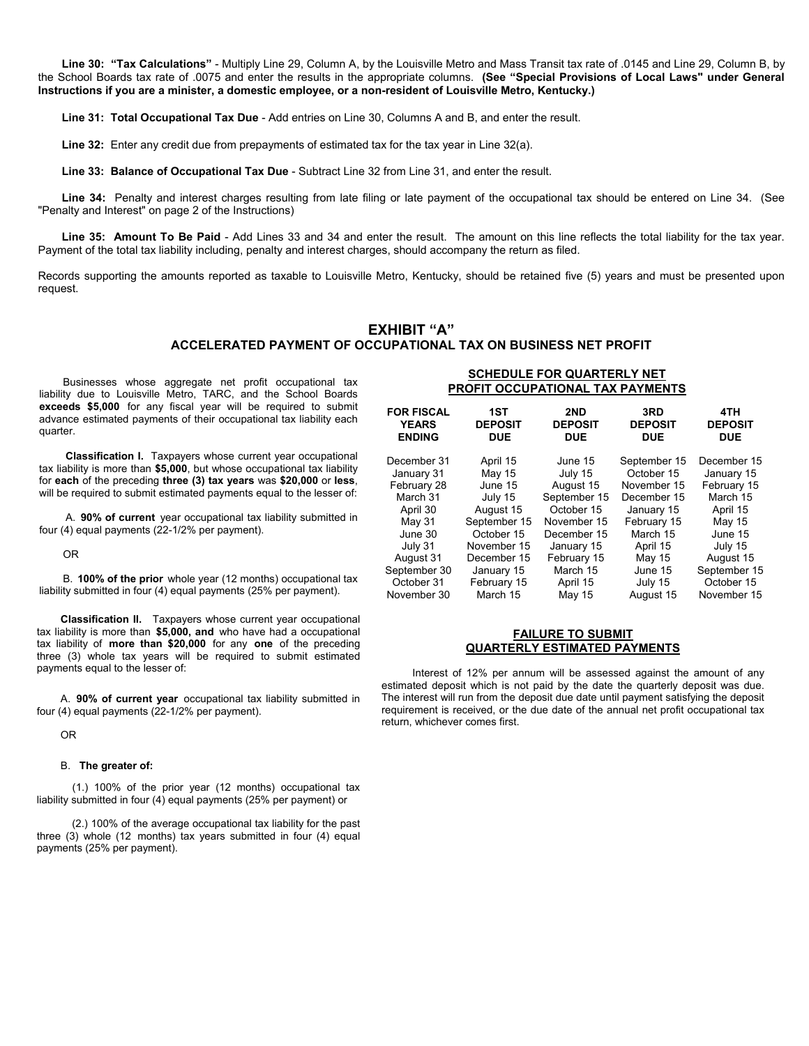**Line 30: "Tax Calculations"** - Multiply Line 29, Column A, by the Louisville Metro and Mass Transit tax rate of .0145 and Line 29, Column B, by the School Boards tax rate of .0075 and enter the results in the appropriate columns. **(See "Special Provisions of Local Laws" under General Instructions if you are a minister, a domestic employee, or a non-resident of Louisville Metro, Kentucky.)**

**Line 31: Total Occupational Tax Due** - Add entries on Line 30, Columns A and B, and enter the result.

**Line 32:** Enter any credit due from prepayments of estimated tax for the tax year in Line 32(a).

**Line 33: Balance of Occupational Tax Due** - Subtract Line 32 from Line 31, and enter the result.

**Line 34:** Penalty and interest charges resulting from late filing or late payment of the occupational tax should be entered on Line 34. (See "Penalty and Interest" on page 2 of the Instructions)

**Line 35: Amount To Be Paid** - Add Lines 33 and 34 and enter the result. The amount on this line reflects the total liability for the tax year. Payment of the total tax liability including, penalty and interest charges, should accompany the return as filed.

Records supporting the amounts reported as taxable to Louisville Metro, Kentucky, should be retained five (5) years and must be presented upon request.

## EXHIBIT "A"
## ACCELERATED PAYMENT OF OCCUPATIONAL TAX ON BUSINESS NET PROFIT

Businesses whose aggregate net profit occupational tax liability due to Louisville Metro, TARC, and the School Boards **exceeds $5,000** for any fiscal year will be required to submit advance estimated payments of their occupational tax liability each quarter.

**Classification I.** Taxpayers whose current year occupational tax liability is more than **$5,000**, but whose occupational tax liability for **each** of the preceding **three (3) tax years** was **$20,000** or **less**, will be required to submit estimated payments equal to the lesser of:

A. **90% of current** year occupational tax liability submitted in four (4) equal payments (22-1/2% per payment).

OR

B. **100% of the prior** whole year (12 months) occupational tax liability submitted in four (4) equal payments (25% per payment).

**Classification II.** Taxpayers whose current year occupational tax liability is more than **$5,000, and** who have had a occupational tax liability of **more than $20,000** for any **one** of the preceding three (3) whole tax years will be required to submit estimated payments equal to the lesser of:

A. **90% of current year** occupational tax liability submitted in four (4) equal payments (22-1/2% per payment).

OR

B. **The greater of:**

(1.) 100% of the prior year (12 months) occupational tax liability submitted in four (4) equal payments (25% per payment) or

(2.) 100% of the average occupational tax liability for the past three (3) whole (12 months) tax years submitted in four (4) equal payments (25% per payment).

### SCHEDULE FOR QUARTERLY NET PROFIT OCCUPATIONAL TAX PAYMENTS

| FOR FISCAL YEARS ENDING | 1ST DEPOSIT DUE | 2ND DEPOSIT DUE | 3RD DEPOSIT DUE | 4TH DEPOSIT DUE |
|---|---|---|---|---|
| December 31 | April 15 | June 15 | September 15 | December 15 |
| January 31 | May 15 | July 15 | October 15 | January 15 |
| February 28 | June 15 | August 15 | November 15 | February 15 |
| March 31 | July 15 | September 15 | December 15 | March 15 |
| April 30 | August 15 | October 15 | January 15 | April 15 |
| May 31 | September 15 | November 15 | February 15 | May 15 |
| June 30 | October 15 | December 15 | March 15 | June 15 |
| July 31 | November 15 | January 15 | April 15 | July 15 |
| August 31 | December 15 | February 15 | May 15 | August 15 |
| September 30 | January 15 | March 15 | June 15 | September 15 |
| October 31 | February 15 | April 15 | July 15 | October 15 |
| November 30 | March 15 | May 15 | August 15 | November 15 |

### FAILURE TO SUBMIT QUARTERLY ESTIMATED PAYMENTS

Interest of 12% per annum will be assessed against the amount of any estimated deposit which is not paid by the date the quarterly deposit was due. The interest will run from the deposit due date until payment satisfying the deposit requirement is received, or the due date of the annual net profit occupational tax return, whichever comes first.